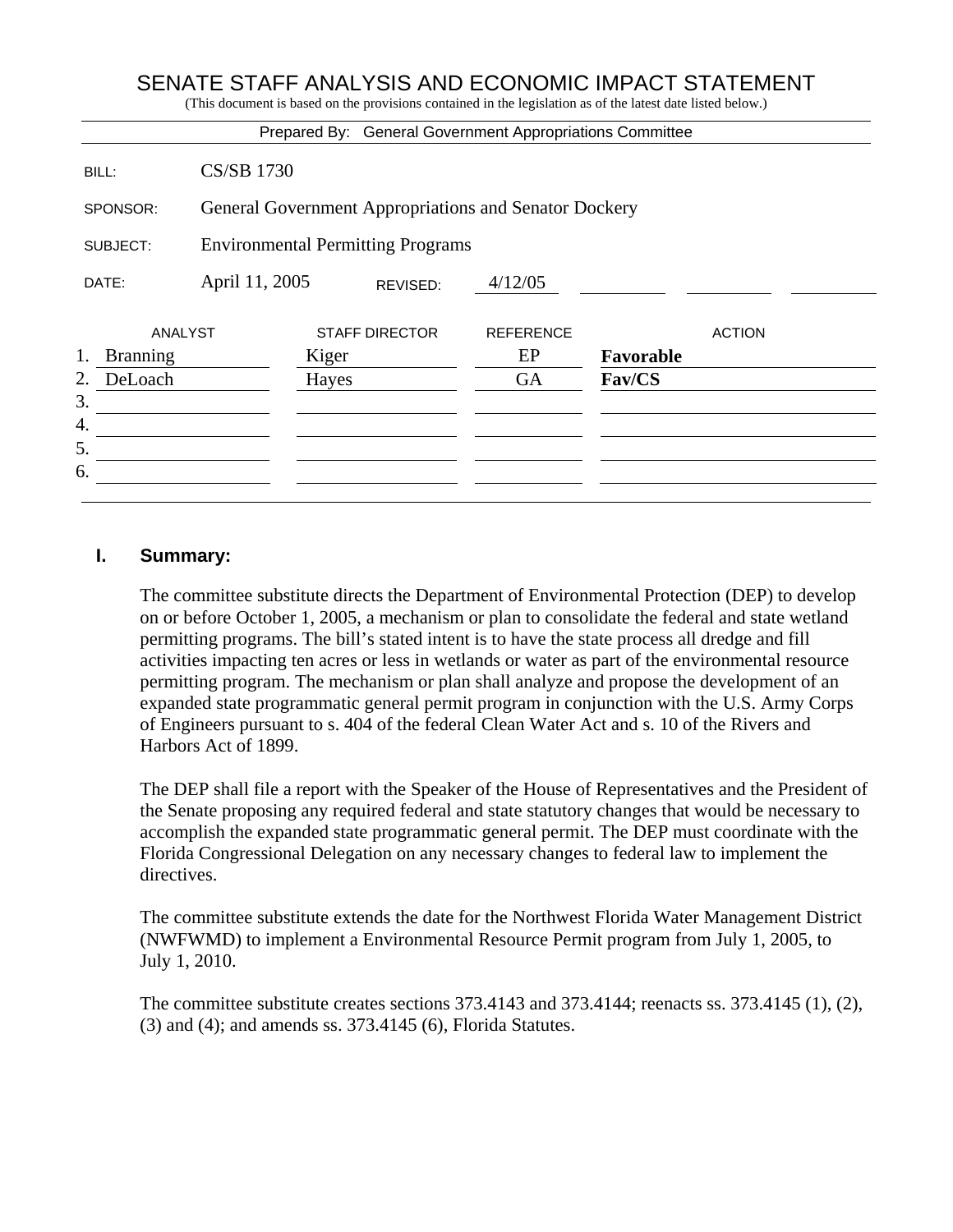# SENATE STAFF ANALYSIS AND ECONOMIC IMPACT STATEMENT

(This document is based on the provisions contained in the legislation as of the latest date listed below.)

Prepared By: General Government Appropriations Committee

| | |
|---|---|
| BILL: | CS/SB 1730 |
| SPONSOR: | General Government Appropriations and Senator Dockery |
| SUBJECT: | Environmental Permitting Programs |
| DATE: | April 11, 2005 REVISED: 4/12/05 |

| | ANALYST | STAFF DIRECTOR | REFERENCE | ACTION |
|---|---|---|---|---|
| 1. | Branning | Kiger | EP | **Favorable** |
| 2. | DeLoach | Hayes | GA | **Fav/CS** |
| 3. | | | | |
| 4. | | | | |
| 5. | | | | |
| 6. | | | | |

## I. Summary:

The committee substitute directs the Department of Environmental Protection (DEP) to develop on or before October 1, 2005, a mechanism or plan to consolidate the federal and state wetland permitting programs. The bill's stated intent is to have the state process all dredge and fill activities impacting ten acres or less in wetlands or water as part of the environmental resource permitting program. The mechanism or plan shall analyze and propose the development of an expanded state programmatic general permit program in conjunction with the U.S. Army Corps of Engineers pursuant to s. 404 of the federal Clean Water Act and s. 10 of the Rivers and Harbors Act of 1899.

The DEP shall file a report with the Speaker of the House of Representatives and the President of the Senate proposing any required federal and state statutory changes that would be necessary to accomplish the expanded state programmatic general permit. The DEP must coordinate with the Florida Congressional Delegation on any necessary changes to federal law to implement the directives.

The committee substitute extends the date for the Northwest Florida Water Management District (NWFWMD) to implement a Environmental Resource Permit program from July 1, 2005, to July 1, 2010.

The committee substitute creates sections 373.4143 and 373.4144; reenacts ss. 373.4145 (1), (2), (3) and (4); and amends ss. 373.4145 (6), Florida Statutes.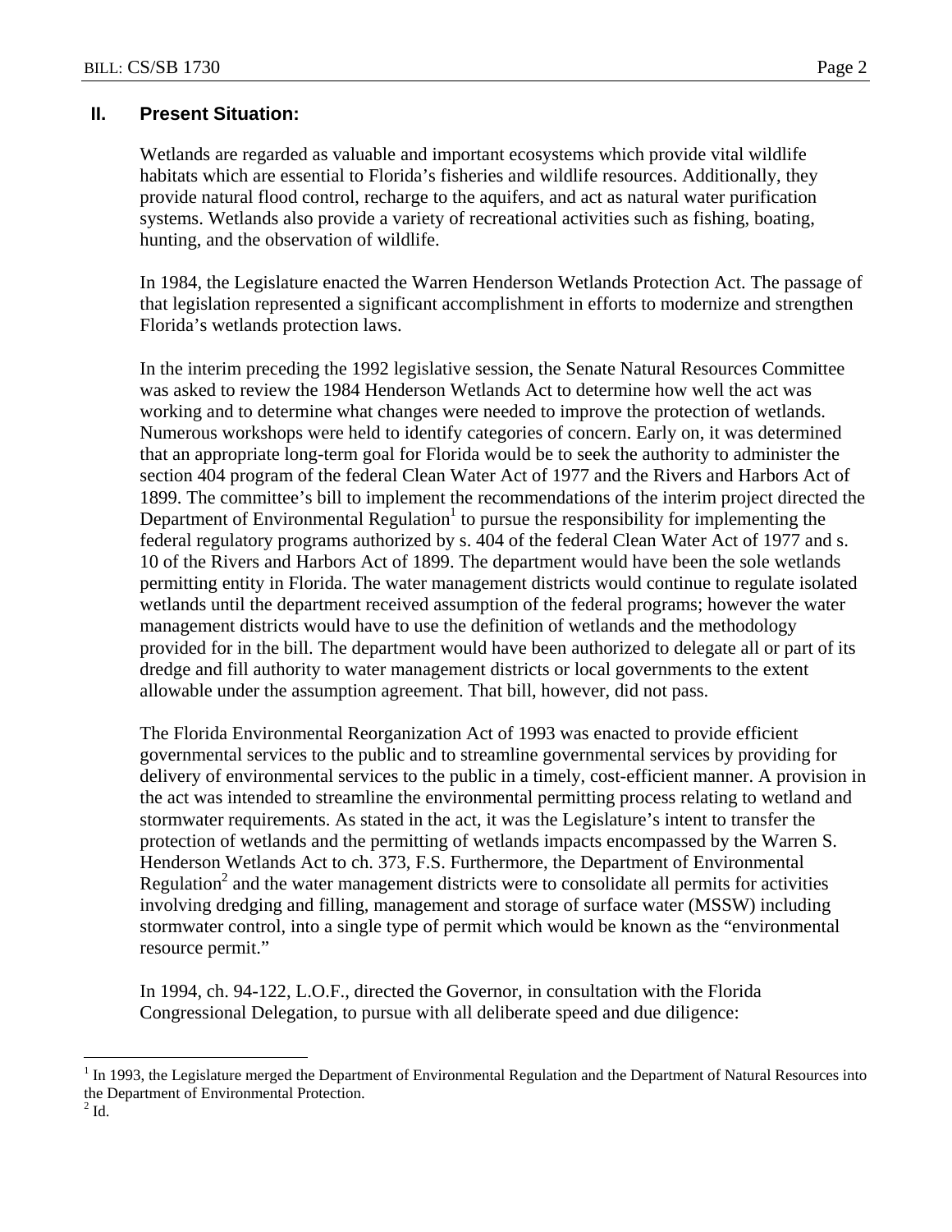## II. Present Situation:

Wetlands are regarded as valuable and important ecosystems which provide vital wildlife habitats which are essential to Florida's fisheries and wildlife resources. Additionally, they provide natural flood control, recharge to the aquifers, and act as natural water purification systems. Wetlands also provide a variety of recreational activities such as fishing, boating, hunting, and the observation of wildlife.

In 1984, the Legislature enacted the Warren Henderson Wetlands Protection Act. The passage of that legislation represented a significant accomplishment in efforts to modernize and strengthen Florida's wetlands protection laws.

In the interim preceding the 1992 legislative session, the Senate Natural Resources Committee was asked to review the 1984 Henderson Wetlands Act to determine how well the act was working and to determine what changes were needed to improve the protection of wetlands. Numerous workshops were held to identify categories of concern. Early on, it was determined that an appropriate long-term goal for Florida would be to seek the authority to administer the section 404 program of the federal Clean Water Act of 1977 and the Rivers and Harbors Act of 1899. The committee's bill to implement the recommendations of the interim project directed the Department of Environmental Regulation[1] to pursue the responsibility for implementing the federal regulatory programs authorized by s. 404 of the federal Clean Water Act of 1977 and s. 10 of the Rivers and Harbors Act of 1899. The department would have been the sole wetlands permitting entity in Florida. The water management districts would continue to regulate isolated wetlands until the department received assumption of the federal programs; however the water management districts would have to use the definition of wetlands and the methodology provided for in the bill. The department would have been authorized to delegate all or part of its dredge and fill authority to water management districts or local governments to the extent allowable under the assumption agreement. That bill, however, did not pass.

The Florida Environmental Reorganization Act of 1993 was enacted to provide efficient governmental services to the public and to streamline governmental services by providing for delivery of environmental services to the public in a timely, cost-efficient manner. A provision in the act was intended to streamline the environmental permitting process relating to wetland and stormwater requirements. As stated in the act, it was the Legislature's intent to transfer the protection of wetlands and the permitting of wetlands impacts encompassed by the Warren S. Henderson Wetlands Act to ch. 373, F.S. Furthermore, the Department of Environmental Regulation[2] and the water management districts were to consolidate all permits for activities involving dredging and filling, management and storage of surface water (MSSW) including stormwater control, into a single type of permit which would be known as the "environmental resource permit."

In 1994, ch. 94-122, L.O.F., directed the Governor, in consultation with the Florida Congressional Delegation, to pursue with all deliberate speed and due diligence:

[1] In 1993, the Legislature merged the Department of Environmental Regulation and the Department of Natural Resources into the Department of Environmental Protection.

[2] Id.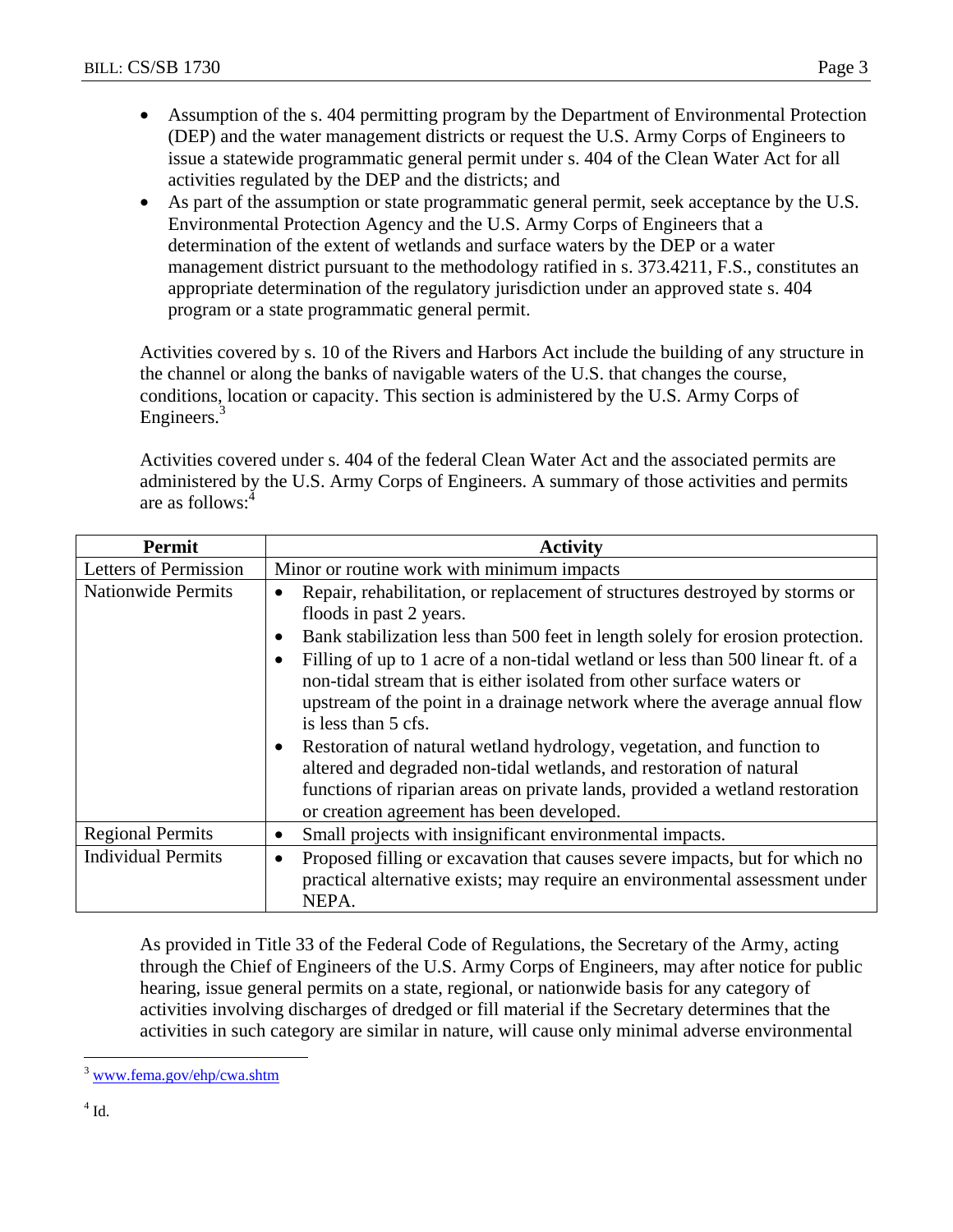- Assumption of the s. 404 permitting program by the Department of Environmental Protection (DEP) and the water management districts or request the U.S. Army Corps of Engineers to issue a statewide programmatic general permit under s. 404 of the Clean Water Act for all activities regulated by the DEP and the districts; and
- As part of the assumption or state programmatic general permit, seek acceptance by the U.S. Environmental Protection Agency and the U.S. Army Corps of Engineers that a determination of the extent of wetlands and surface waters by the DEP or a water management district pursuant to the methodology ratified in s. 373.4211, F.S., constitutes an appropriate determination of the regulatory jurisdiction under an approved state s. 404 program or a state programmatic general permit.

Activities covered by s. 10 of the Rivers and Harbors Act include the building of any structure in the channel or along the banks of navigable waters of the U.S. that changes the course, conditions, location or capacity. This section is administered by the U.S. Army Corps of Engineers.[3]

Activities covered under s. 404 of the federal Clean Water Act and the associated permits are administered by the U.S. Army Corps of Engineers. A summary of those activities and permits are as follows:[4]

| Permit | Activity |
|---|---|
| Letters of Permission | Minor or routine work with minimum impacts |
| Nationwide Permits | • Repair, rehabilitation, or replacement of structures destroyed by storms or floods in past 2 years.<br>• Bank stabilization less than 500 feet in length solely for erosion protection.<br>• Filling of up to 1 acre of a non-tidal wetland or less than 500 linear ft. of a non-tidal stream that is either isolated from other surface waters or upstream of the point in a drainage network where the average annual flow is less than 5 cfs.<br>• Restoration of natural wetland hydrology, vegetation, and function to altered and degraded non-tidal wetlands, and restoration of natural functions of riparian areas on private lands, provided a wetland restoration or creation agreement has been developed. |
| Regional Permits | • Small projects with insignificant environmental impacts. |
| Individual Permits | • Proposed filling or excavation that causes severe impacts, but for which no practical alternative exists; may require an environmental assessment under NEPA. |

As provided in Title 33 of the Federal Code of Regulations, the Secretary of the Army, acting through the Chief of Engineers of the U.S. Army Corps of Engineers, may after notice for public hearing, issue general permits on a state, regional, or nationwide basis for any category of activities involving discharges of dredged or fill material if the Secretary determines that the activities in such category are similar in nature, will cause only minimal adverse environmental

---

[3] www.fema.gov/ehp/cwa.shtm

[4] Id.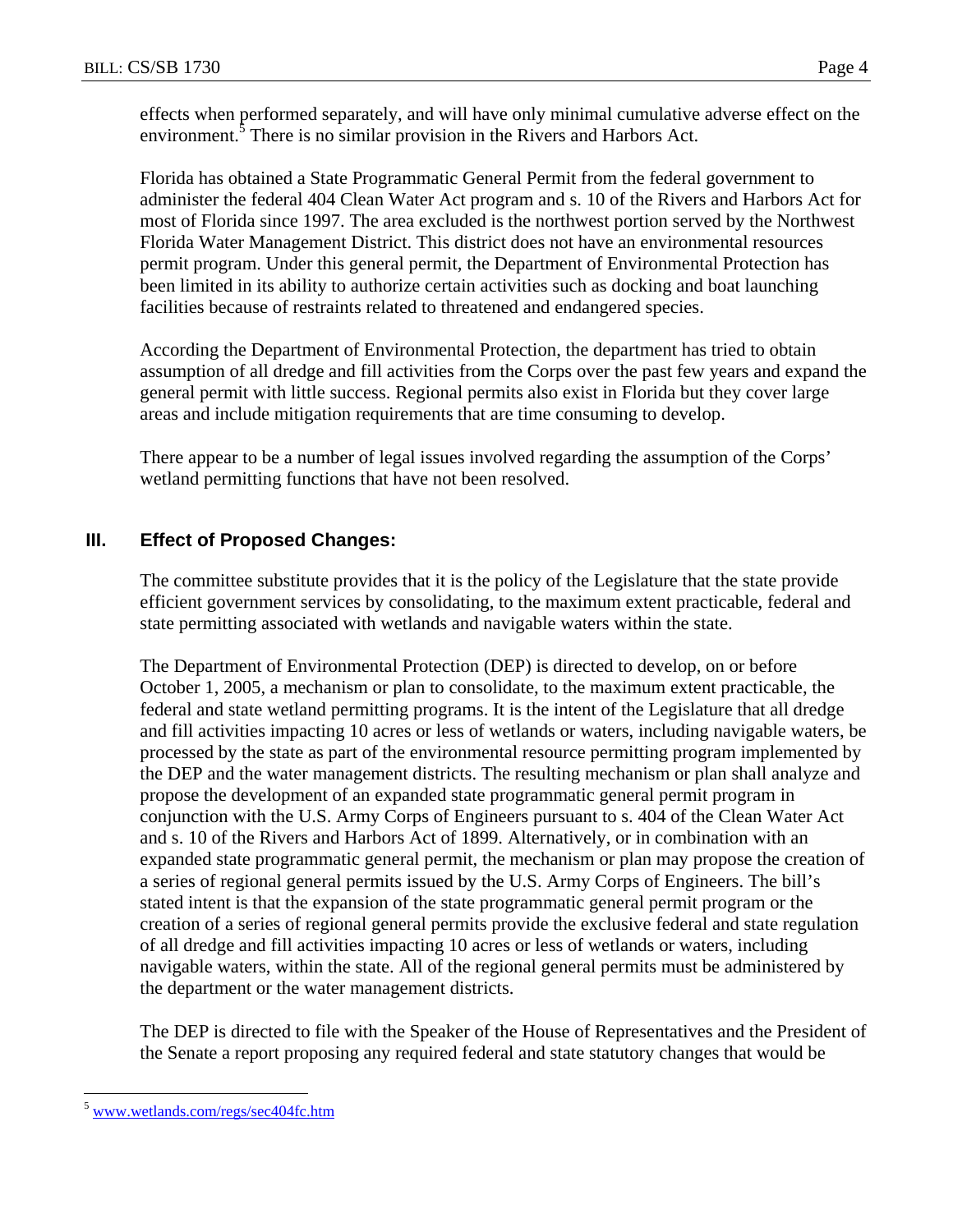effects when performed separately, and will have only minimal cumulative adverse effect on the environment.[5] There is no similar provision in the Rivers and Harbors Act.

Florida has obtained a State Programmatic General Permit from the federal government to administer the federal 404 Clean Water Act program and s. 10 of the Rivers and Harbors Act for most of Florida since 1997. The area excluded is the northwest portion served by the Northwest Florida Water Management District. This district does not have an environmental resources permit program. Under this general permit, the Department of Environmental Protection has been limited in its ability to authorize certain activities such as docking and boat launching facilities because of restraints related to threatened and endangered species.

According the Department of Environmental Protection, the department has tried to obtain assumption of all dredge and fill activities from the Corps over the past few years and expand the general permit with little success. Regional permits also exist in Florida but they cover large areas and include mitigation requirements that are time consuming to develop.

There appear to be a number of legal issues involved regarding the assumption of the Corps' wetland permitting functions that have not been resolved.

## III. Effect of Proposed Changes:

The committee substitute provides that it is the policy of the Legislature that the state provide efficient government services by consolidating, to the maximum extent practicable, federal and state permitting associated with wetlands and navigable waters within the state.

The Department of Environmental Protection (DEP) is directed to develop, on or before October 1, 2005, a mechanism or plan to consolidate, to the maximum extent practicable, the federal and state wetland permitting programs. It is the intent of the Legislature that all dredge and fill activities impacting 10 acres or less of wetlands or waters, including navigable waters, be processed by the state as part of the environmental resource permitting program implemented by the DEP and the water management districts. The resulting mechanism or plan shall analyze and propose the development of an expanded state programmatic general permit program in conjunction with the U.S. Army Corps of Engineers pursuant to s. 404 of the Clean Water Act and s. 10 of the Rivers and Harbors Act of 1899. Alternatively, or in combination with an expanded state programmatic general permit, the mechanism or plan may propose the creation of a series of regional general permits issued by the U.S. Army Corps of Engineers. The bill's stated intent is that the expansion of the state programmatic general permit program or the creation of a series of regional general permits provide the exclusive federal and state regulation of all dredge and fill activities impacting 10 acres or less of wetlands or waters, including navigable waters, within the state. All of the regional general permits must be administered by the department or the water management districts.

The DEP is directed to file with the Speaker of the House of Representatives and the President of the Senate a report proposing any required federal and state statutory changes that would be

---

[5] www.wetlands.com/regs/sec404fc.htm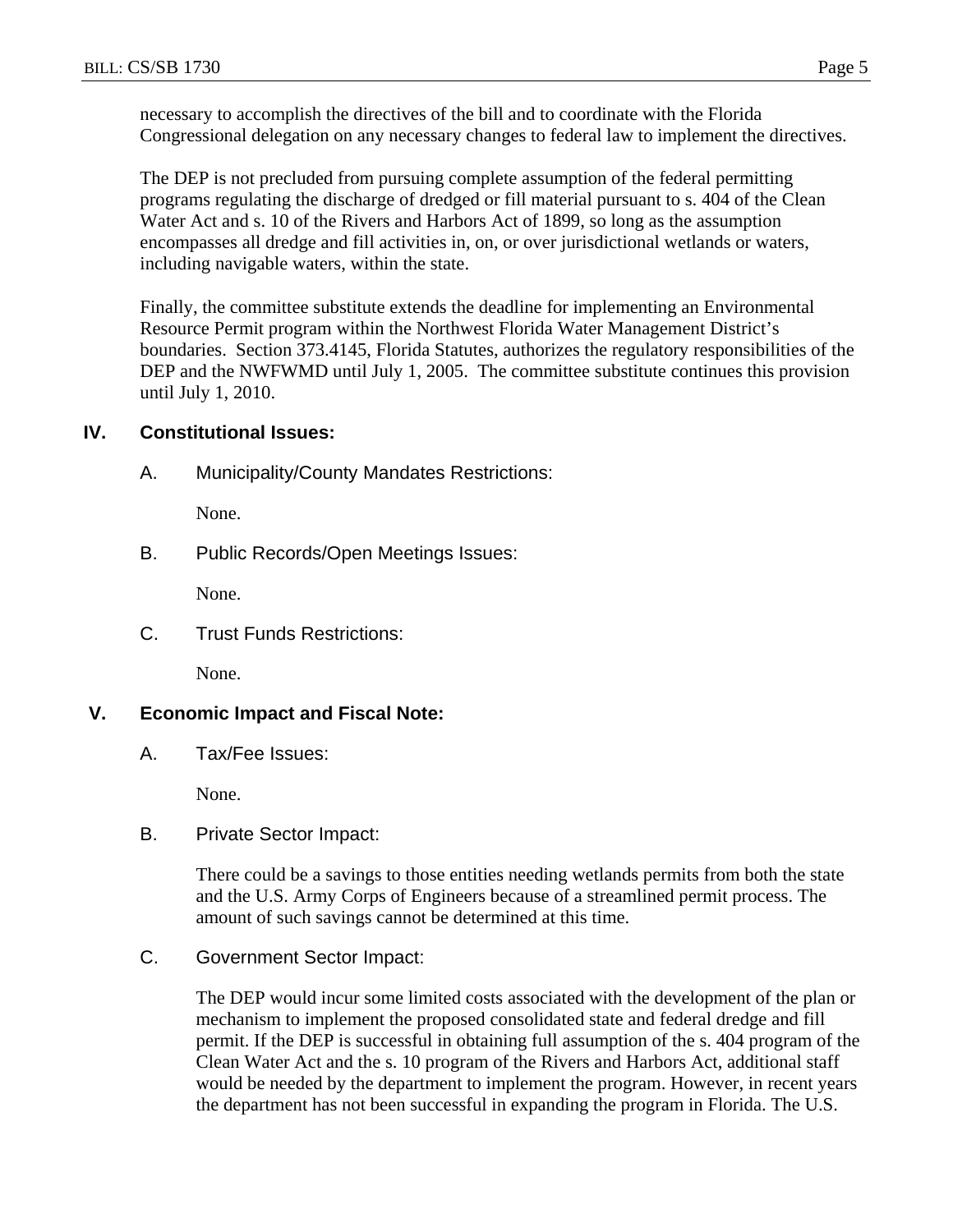necessary to accomplish the directives of the bill and to coordinate with the Florida Congressional delegation on any necessary changes to federal law to implement the directives.

The DEP is not precluded from pursuing complete assumption of the federal permitting programs regulating the discharge of dredged or fill material pursuant to s. 404 of the Clean Water Act and s. 10 of the Rivers and Harbors Act of 1899, so long as the assumption encompasses all dredge and fill activities in, on, or over jurisdictional wetlands or waters, including navigable waters, within the state.

Finally, the committee substitute extends the deadline for implementing an Environmental Resource Permit program within the Northwest Florida Water Management District's boundaries. Section 373.4145, Florida Statutes, authorizes the regulatory responsibilities of the DEP and the NWFWMD until July 1, 2005. The committee substitute continues this provision until July 1, 2010.

## IV. Constitutional Issues:

### A. Municipality/County Mandates Restrictions:

None.

### B. Public Records/Open Meetings Issues:

None.

### C. Trust Funds Restrictions:

None.

## V. Economic Impact and Fiscal Note:

### A. Tax/Fee Issues:

None.

### B. Private Sector Impact:

There could be a savings to those entities needing wetlands permits from both the state and the U.S. Army Corps of Engineers because of a streamlined permit process. The amount of such savings cannot be determined at this time.

### C. Government Sector Impact:

The DEP would incur some limited costs associated with the development of the plan or mechanism to implement the proposed consolidated state and federal dredge and fill permit. If the DEP is successful in obtaining full assumption of the s. 404 program of the Clean Water Act and the s. 10 program of the Rivers and Harbors Act, additional staff would be needed by the department to implement the program. However, in recent years the department has not been successful in expanding the program in Florida. The U.S.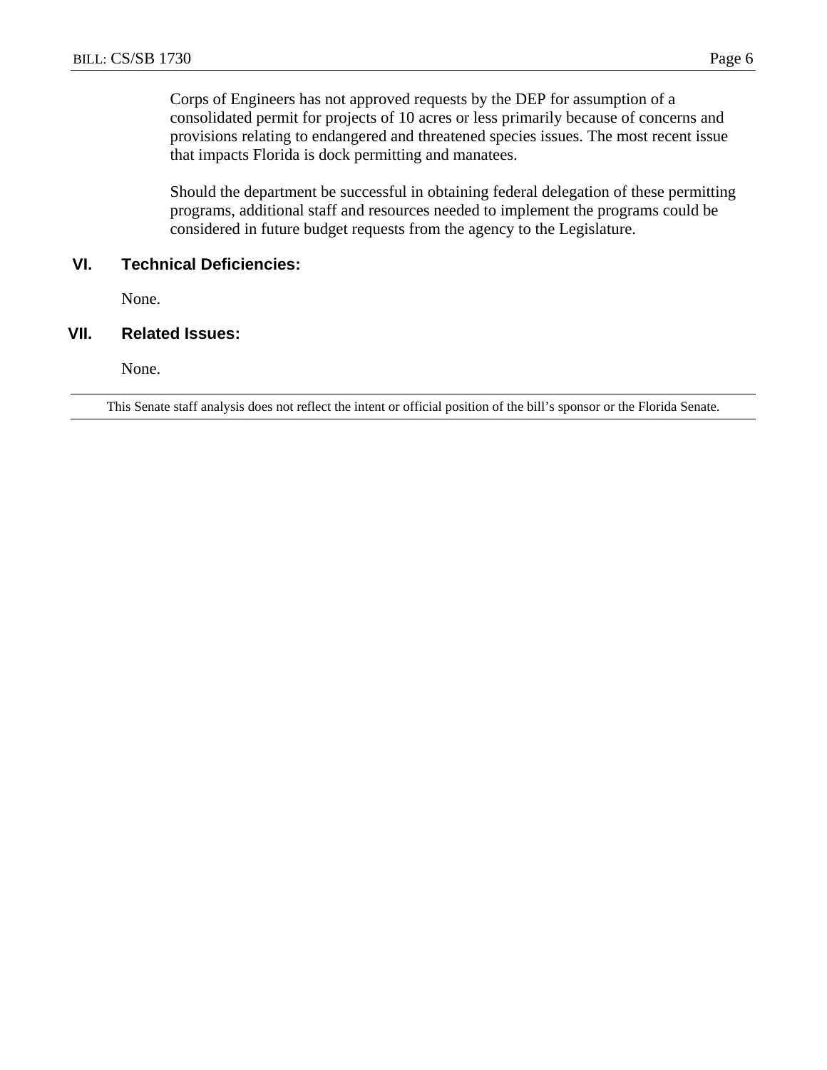Corps of Engineers has not approved requests by the DEP for assumption of a consolidated permit for projects of 10 acres or less primarily because of concerns and provisions relating to endangered and threatened species issues. The most recent issue that impacts Florida is dock permitting and manatees.

Should the department be successful in obtaining federal delegation of these permitting programs, additional staff and resources needed to implement the programs could be considered in future budget requests from the agency to the Legislature.

## VI. Technical Deficiencies:

None.

## VII. Related Issues:

None.

---

This Senate staff analysis does not reflect the intent or official position of the bill's sponsor or the Florida Senate.

---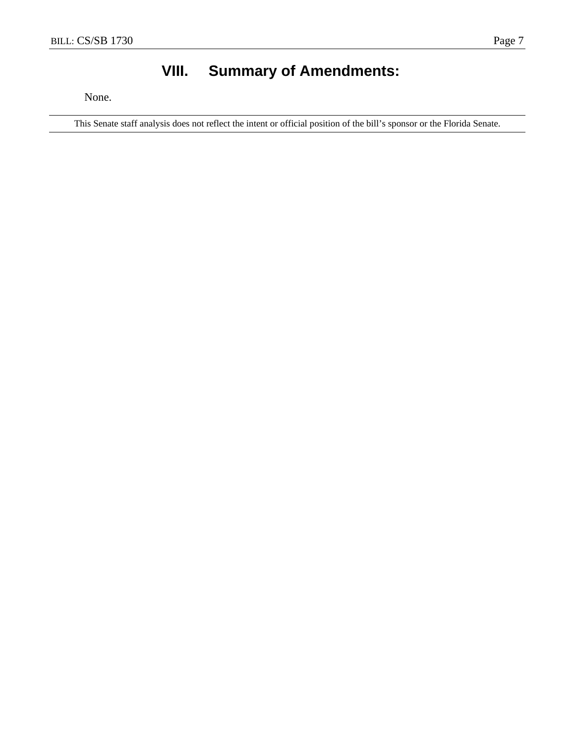## VIII. Summary of Amendments:

None.

This Senate staff analysis does not reflect the intent or official position of the bill's sponsor or the Florida Senate.